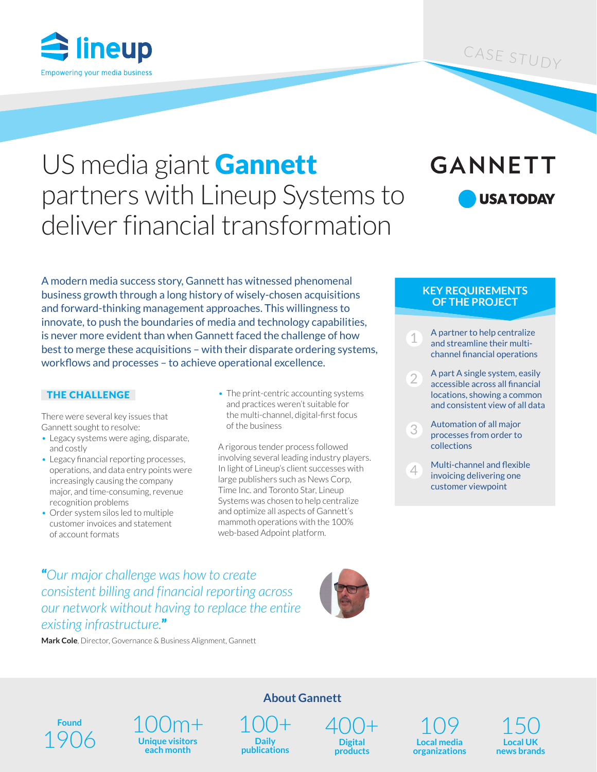lineup

Empowering your media business

CASE STUDY

# US media giant **Gannett** partners with Lineup Systems to deliver financial transformation

GANNETT

USA TODAY

A modern media success story, Gannett has witnessed phenomenal business growth through a long history of wisely-chosen acquisitions and forward-thinking management approaches. This willingness to innovate, to push the boundaries of media and technology capabilities, is never more evident than when Gannett faced the challenge of how best to merge these acquisitions – with their disparate ordering systems, workflows and processes – to achieve operational excellence.

## THE CHALLENGE

There were several key issues that Gannett sought to resolve:

- Legacy systems were aging, disparate, and costly
- Legacy financial reporting processes, operations, and data entry points were increasingly causing the company major, and time-consuming, revenue recognition problems
- Order system silos led to multiple customer invoices and statement of account formats
- The print-centric accounting systems and practices weren't suitable for the multi-channel, digital-first focus of the business

A rigorous tender process followed involving several leading industry players. In light of Lineup's client successes with large publishers such as News Corp, Time Inc. and Toronto Star, Lineup Systems was chosen to help centralize and optimize all aspects of Gannett's mammoth operations with the 100% web-based Adpoint platform.

## KEY REQUIREMENTS OF THE PROJECT

1. A partner to help centralize and streamline their multi-channel financial operations
2. A part A single system, easily accessible across all financial locations, showing a common and consistent view of all data
3. Automation of all major processes from order to collections
4. Multi-channel and flexible invoicing delivering one customer viewpoint

*"Our major challenge was how to create consistent billing and financial reporting across our network without having to replace the entire existing infrastructure."*

**Mark Cole**, Director, Governance & Business Alignment, Gannett

## About Gannett

- Found **1906**
- **100m+** Unique visitors each month
- **100+** Daily publications
- **400+** Digital products
- **109** Local media organizations
- **150** Local UK news brands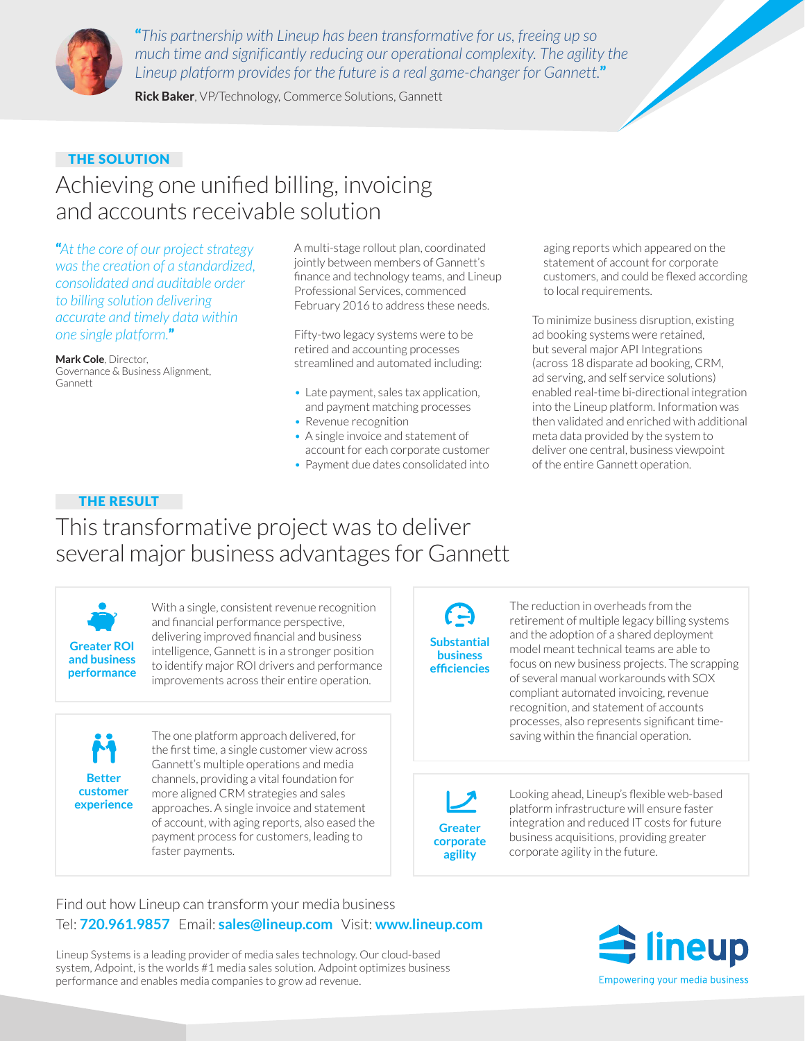*"This partnership with Lineup has been transformative for us, freeing up so much time and significantly reducing our operational complexity. The agility the Lineup platform provides for the future is a real game-changer for Gannett."*

**Rick Baker**, VP/Technology, Commerce Solutions, Gannett

## THE SOLUTION

# Achieving one unified billing, invoicing and accounts receivable solution

*"At the core of our project strategy was the creation of a standardized, consolidated and auditable order to billing solution delivering accurate and timely data within one single platform."*

**Mark Cole**, Director, Governance & Business Alignment, Gannett

A multi-stage rollout plan, coordinated jointly between members of Gannett's finance and technology teams, and Lineup Professional Services, commenced February 2016 to address these needs.

Fifty-two legacy systems were to be retired and accounting processes streamlined and automated including:

- Late payment, sales tax application, and payment matching processes
- Revenue recognition
- A single invoice and statement of account for each corporate customer
- Payment due dates consolidated into aging reports which appeared on the statement of account for corporate customers, and could be flexed according to local requirements.

To minimize business disruption, existing ad booking systems were retained, but several major API Integrations (across 18 disparate ad booking, CRM, ad serving, and self service solutions) enabled real-time bi-directional integration into the Lineup platform. Information was then validated and enriched with additional meta data provided by the system to deliver one central, business viewpoint of the entire Gannett operation.

## THE RESULT

# This transformative project was to deliver several major business advantages for Gannett

**Greater ROI and business performance**

With a single, consistent revenue recognition and financial performance perspective, delivering improved financial and business intelligence, Gannett is in a stronger position to identify major ROI drivers and performance improvements across their entire operation.

**Substantial business efficiencies**

The reduction in overheads from the retirement of multiple legacy billing systems and the adoption of a shared deployment model meant technical teams are able to focus on new business projects. The scrapping of several manual workarounds with SOX compliant automated invoicing, revenue recognition, and statement of accounts processes, also represents significant time-saving within the financial operation.

**Better customer experience**

The one platform approach delivered, for the first time, a single customer view across Gannett's multiple operations and media channels, providing a vital foundation for more aligned CRM strategies and sales approaches. A single invoice and statement of account, with aging reports, also eased the payment process for customers, leading to faster payments.

**Greater corporate agility**

Looking ahead, Lineup's flexible web-based platform infrastructure will ensure faster integration and reduced IT costs for future business acquisitions, providing greater corporate agility in the future.

Find out how Lineup can transform your media business

Tel: **720.961.9857** Email: **sales@lineup.com** Visit: **www.lineup.com**

Lineup Systems is a leading provider of media sales technology. Our cloud-based system, Adpoint, is the worlds #1 media sales solution. Adpoint optimizes business performance and enables media companies to grow ad revenue.

lineup

Empowering your media business